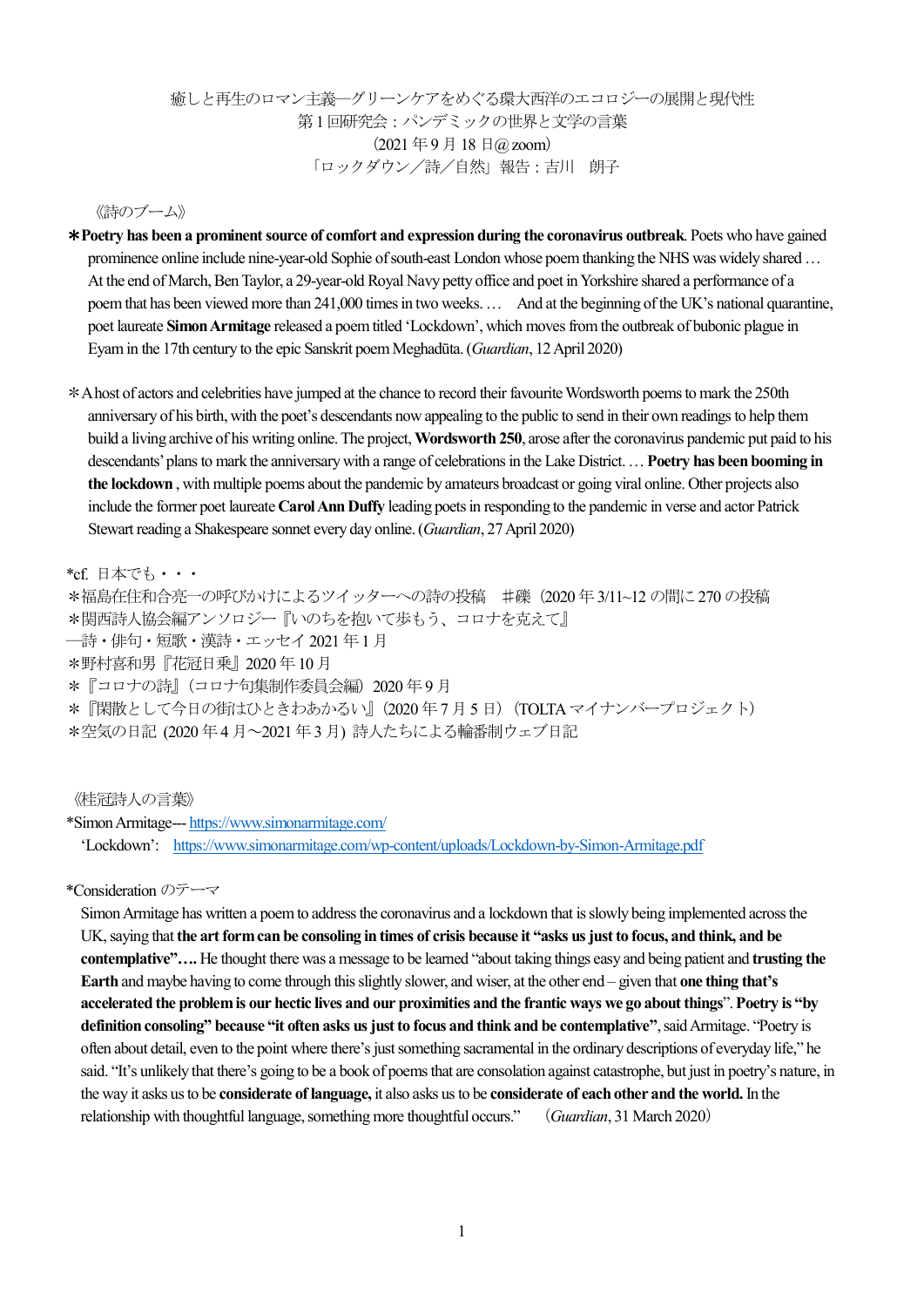癒しと再生のロマン主義―グリーンケアをめぐる環大西洋のエコロジーの展開と現代性

第 1 回研究会：パンデミックの世界と文学の言葉

（2021 年 9 月 18 日@ zoom）

「ロックダウン／詩／自然」報告：吉川　朗子

《詩のブーム》

＊**Poetry has been a prominent source of comfort and expression during the coronavirus outbreak**. Poets who have gained prominence online include nine-year-old Sophie of south-east London whose poem thanking the NHS was widely shared … At the end of March, Ben Taylor, a 29-year-old Royal Navy petty office and poet in Yorkshire shared a performance of a poem that has been viewed more than 241,000 times in two weeks. …　And at the beginning of the UK's national quarantine, poet laureate **Simon Armitage** released a poem titled 'Lockdown', which moves from the outbreak of bubonic plague in Eyam in the 17th century to the epic Sanskrit poem Meghadūta. (*Guardian*, 12 April 2020)

＊A host of actors and celebrities have jumped at the chance to record their favourite Wordsworth poems to mark the 250th anniversary of his birth, with the poet's descendants now appealing to the public to send in their own readings to help them build a living archive of his writing online. The project, **Wordsworth 250**, arose after the coronavirus pandemic put paid to his descendants' plans to mark the anniversary with a range of celebrations in the Lake District. … **Poetry has been booming in the lockdown** , with multiple poems about the pandemic by amateurs broadcast or going viral online. Other projects also include the former poet laureate **Carol Ann Duffy** leading poets in responding to the pandemic in verse and actor Patrick Stewart reading a Shakespeare sonnet every day online. (*Guardian*, 27 April 2020)

*cf. 日本でも・・・

＊福島在住和合亮一の呼びかけによるツイッターへの詩の投稿　＃礫（2020 年 3/11~12 の間に 270 の投稿

＊関西詩人協会編アンソロジー『いのちを抱いて歩もう、コロナを克えて』

―詩・俳句・短歌・漢詩・エッセイ 2021 年 1 月

＊野村喜和男『花冠日乗』2020 年 10 月

＊『コロナの詩』（コロナ句集制作委員会編）2020 年 9 月

＊『閑散として今日の街はひときわあかるい』（2020 年 7 月 5 日）（TOLTA マイナンバープロジェクト）

＊空気の日記 (2020 年 4 月～2021 年 3 月) 詩人たちによる輪番制ウェブ日記

《桂冠詩人の言葉》

*Simon Armitage--- https://www.simonarmitage.com/

'Lockdown':　https://www.simonarmitage.com/wp-content/uploads/Lockdown-by-Simon-Armitage.pdf

*Consideration のテーマ

Simon Armitage has written a poem to address the coronavirus and a lockdown that is slowly being implemented across the UK, saying that **the art form can be consoling in times of crisis because it "asks us just to focus, and think, and be contemplative"….** He thought there was a message to be learned "about taking things easy and being patient and **trusting the Earth** and maybe having to come through this slightly slower, and wiser, at the other end – given that **one thing that's accelerated the problem is our hectic lives and our proximities and the frantic ways we go about things**". **Poetry is "by definition consoling" because "it often asks us just to focus and think and be contemplative"**, said Armitage. "Poetry is often about detail, even to the point where there's just something sacramental in the ordinary descriptions of everyday life," he said. "It's unlikely that there's going to be a book of poems that are consolation against catastrophe, but just in poetry's nature, in the way it asks us to be **considerate of language,** it also asks us to be **considerate of each other and the world.** In the relationship with thoughtful language, something more thoughtful occurs."　（*Guardian*, 31 March 2020）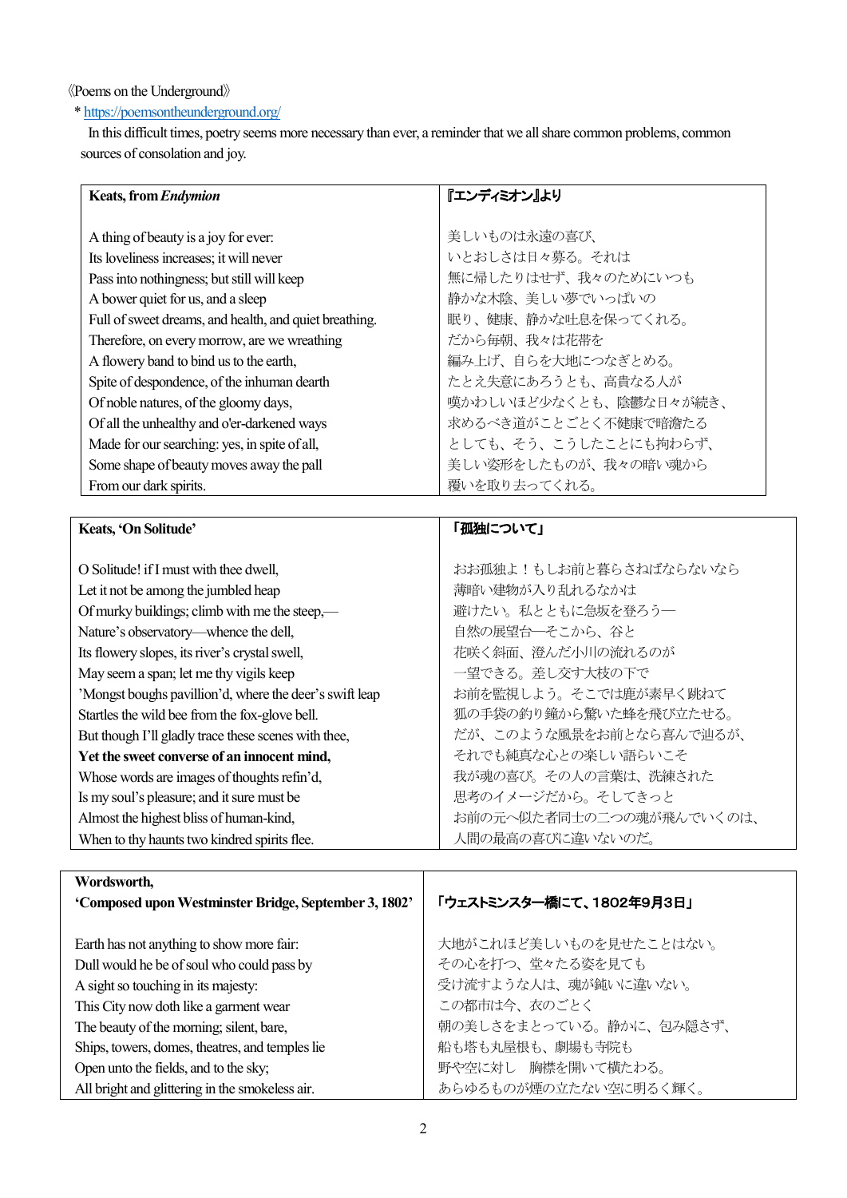《Poems on the Underground》

＊https://poemsontheunderground.org/

In this difficult times, poetry seems more necessary than ever, a reminder that we all share common problems, common sources of consolation and joy.

| **Keats, from *Endymion*** | **『エンディミオン』より** |
|---|---|
| A thing of beauty is a joy for ever: | 美しいものは永遠の喜び、 |
| Its loveliness increases; it will never | いとおしさは日々募る。それは |
| Pass into nothingness; but still will keep | 無に帰したりはせず、我々のためにいつも |
| A bower quiet for us, and a sleep | 静かな木陰、美しい夢でいっぱいの |
| Full of sweet dreams, and health, and quiet breathing. | 眠り、健康、静かな吐息を保ってくれる。 |
| Therefore, on every morrow, are we wreathing | だから毎朝、我々は花帯を |
| A flowery band to bind us to the earth, | 編み上げ、自らを大地につなぎとめる。 |
| Spite of despondence, of the inhuman dearth | たとえ失意にあろうとも、高貴なる人が |
| Of noble natures, of the gloomy days, | 嘆かわしいほど少なくとも、陰鬱な日々が続き、 |
| Of all the unhealthy and o'er-darkened ways | 求めるべき道がことごとく不健康で暗澹たる |
| Made for our searching: yes, in spite of all, | としても、そう、こうしたことにも拘わらず、 |
| Some shape of beauty moves away the pall | 美しい姿形をしたものが、我々の暗い魂から |
| From our dark spirits. | 覆いを取り去ってくれる。 |

| **Keats, 'On Solitude'** | **「孤独について」** |
|---|---|
| O Solitude! if I must with thee dwell, | おお孤独よ！もしお前と暮らさねばならないなら |
| Let it not be among the jumbled heap | 薄暗い建物が入り乱れるなかは |
| Of murky buildings; climb with me the steep,— | 避けたい。私とともに急坂を登ろう― |
| Nature's observatory—whence the dell, | 自然の展望台―そこから、谷と |
| Its flowery slopes, its river's crystal swell, | 花咲く斜面、澄んだ小川の流れるのが |
| May seem a span; let me thy vigils keep | 一望できる。差し交す大枝の下で |
| 'Mongst boughs pavillion'd, where the deer's swift leap | お前を監視しよう。そこでは鹿が素早く跳ねて |
| Startles the wild bee from the fox-glove bell. | 狐の手袋の釣り鐘から驚いた蜂を飛び立たせる。 |
| But though I'll gladly trace these scenes with thee, | だが、このような風景をお前となら喜んで辿るが、 |
| **Yet the sweet converse of an innocent mind,** | それでも純真な心との楽しい語らいこそ |
| Whose words are images of thoughts refin'd, | 我が魂の喜び。その人の言葉は、洗練された |
| Is my soul's pleasure; and it sure must be | 思考のイメージだから。そしてきっと |
| Almost the highest bliss of human-kind, | お前の元へ似た者同士の二つの魂が飛んでいくのは、 |
| When to thy haunts two kindred spirits flee. | 人間の最高の喜びに違いないのだ。 |

| **Wordsworth, 'Composed upon Westminster Bridge, September 3, 1802'** | **「ウェストミンスター橋にて、1802年9月3日」** |
|---|---|
| Earth has not anything to show more fair: | 大地がこれほど美しいものを見せたことはない。 |
| Dull would he be of soul who could pass by | その心を打つ、堂々たる姿を見ても |
| A sight so touching in its majesty: | 受け流すような人は、魂が鈍いに違いない。 |
| This City now doth like a garment wear | この都市は今、衣のごとく |
| The beauty of the morning; silent, bare, | 朝の美しさをまとっている。静かに、包み隠さず、 |
| Ships, towers, domes, theatres, and temples lie | 船も塔も丸屋根も、劇場も寺院も |
| Open unto the fields, and to the sky; | 野や空に対し　胸襟を開いて横たわる。 |
| All bright and glittering in the smokeless air. | あらゆるものが煙の立たない空に明るく輝く。 |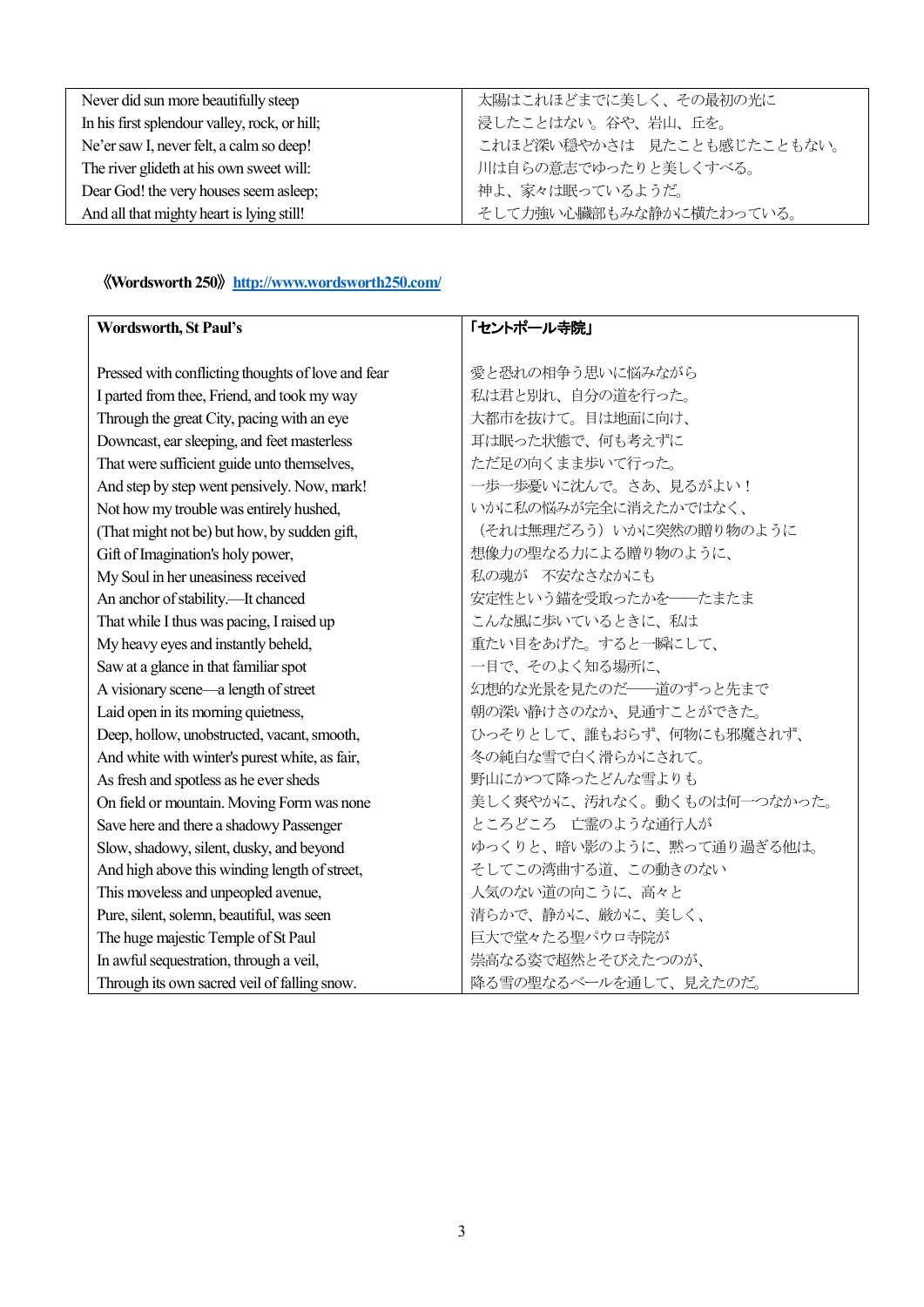| | |
|---|---|
| Never did sun more beautifully steep | 太陽はこれほどまでに美しく、その最初の光に |
| In his first splendour valley, rock, or hill; | 浸したことはない。谷や、岩山、丘を。 |
| Ne'er saw I, never felt, a calm so deep! | これほど深い穏やかさは　見たことも感じたこともない。 |
| The river glideth at his own sweet will: | 川は自らの意志でゆったりと美しくすべる。 |
| Dear God! the very houses seem asleep; | 神よ、家々は眠っているようだ。 |
| And all that mighty heart is lying still! | そして力強い心臓部もみな静かに横たわっている。 |

《Wordsworth 250》 http://www.wordsworth250.com/

| **Wordsworth, St Paul's** | **「セントポール寺院」** |
|---|---|
| Pressed with conflicting thoughts of love and fear | 愛と恐れの相争う思いに悩みながら |
| I parted from thee, Friend, and took my way | 私は君と別れ、自分の道を行った。 |
| Through the great City, pacing with an eye | 大都市を抜けて。目は地面に向け、 |
| Downcast, ear sleeping, and feet masterless | 耳は眠った状態で、何も考えずに |
| That were sufficient guide unto themselves, | ただ足の向くまま歩いて行った。 |
| And step by step went pensively. Now, mark! | 一歩一歩憂いに沈んで。さあ、見るがよい！ |
| Not how my trouble was entirely hushed, | いかに私の悩みが完全に消えたかではなく、 |
| (That might not be) but how, by sudden gift, | （それは無理だろう）いかに突然の贈り物のように |
| Gift of Imagination's holy power, | 想像力の聖なる力による贈り物のように、 |
| My Soul in her uneasiness received | 私の魂が　不安なさなかにも |
| An anchor of stability.—It chanced | 安定性という錨を受取ったかを——たまたま |
| That while I thus was pacing, I raised up | こんな風に歩いているときに、私は |
| My heavy eyes and instantly beheld, | 重たい目をあげた。すると一瞬にして、 |
| Saw at a glance in that familiar spot | 一目で、そのよく知る場所に、 |
| A visionary scene—a length of street | 幻想的な光景を見たのだ——道のずっと先まで |
| Laid open in its morning quietness, | 朝の深い静けさのなか、見通すことができた。 |
| Deep, hollow, unobstructed, vacant, smooth, | ひっそりとして、誰もおらず、何物にも邪魔されず、 |
| And white with winter's purest white, as fair, | 冬の純白な雪で白く滑らかにされて。 |
| As fresh and spotless as he ever sheds | 野山にかつて降ったどんな雪よりも |
| On field or mountain. Moving Form was none | 美しく爽やかに、汚れなく。動くものは何一つなかった。 |
| Save here and there a shadowy Passenger | ところどころ　亡霊のような通行人が |
| Slow, shadowy, silent, dusky, and beyond | ゆっくりと、暗い影のように、黙って通り過ぎる他は。 |
| And high above this winding length of street, | そしてこの湾曲する道、この動きのない |
| This moveless and unpeopled avenue, | 人気のない道の向こうに、高々と |
| Pure, silent, solemn, beautiful, was seen | 清らかで、静かに、厳かに、美しく、 |
| The huge majestic Temple of St Paul | 巨大で堂々たる聖パウロ寺院が |
| In awful sequestration, through a veil, | 崇高なる姿で超然とそびえたつのが、 |
| Through its own sacred veil of falling snow. | 降る雪の聖なるベールを通して、見えたのだ。 |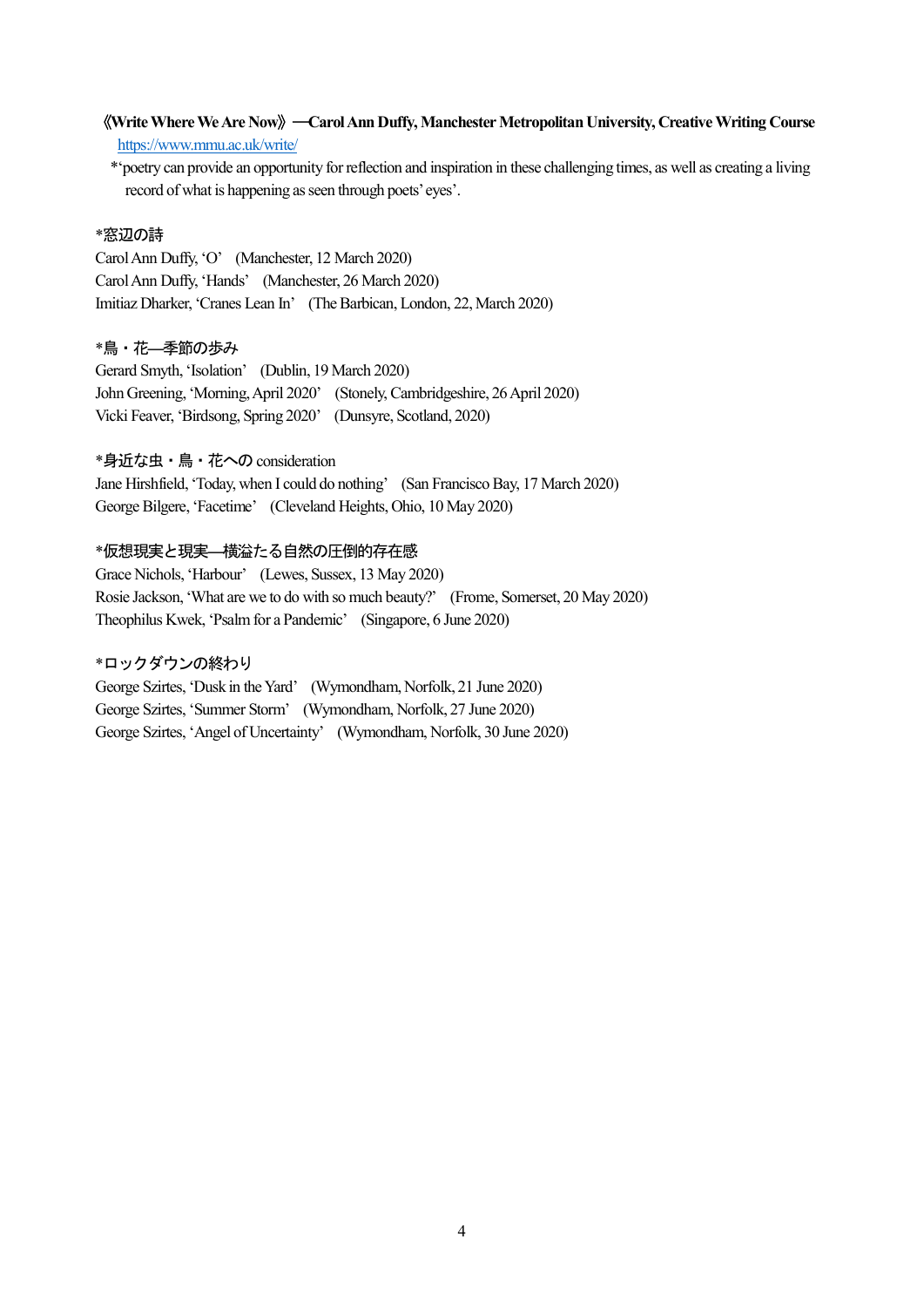**《Write Where We Are Now》—Carol Ann Duffy, Manchester Metropolitan University, Creative Writing Course**

https://www.mmu.ac.uk/write/

*'poetry can provide an opportunity for reflection and inspiration in these challenging times, as well as creating a living record of what is happening as seen through poets' eyes'.

*窓辺の詩

Carol Ann Duffy, 'O'　(Manchester, 12 March 2020)
Carol Ann Duffy, 'Hands'　(Manchester, 26 March 2020)
Imitiaz Dharker, 'Cranes Lean In'　(The Barbican, London, 22, March 2020)

*鳥・花—季節の歩み

Gerard Smyth, 'Isolation'　(Dublin, 19 March 2020)
John Greening, 'Morning, April 2020'　(Stonely, Cambridgeshire, 26 April 2020)
Vicki Feaver, 'Birdsong, Spring 2020'　(Dunsyre, Scotland, 2020)

*身近な虫・鳥・花への consideration

Jane Hirshfield, 'Today, when I could do nothing'　(San Francisco Bay, 17 March 2020)
George Bilgere, 'Facetime'　(Cleveland Heights, Ohio, 10 May 2020)

*仮想現実と現実—横溢たる自然の圧倒的存在感

Grace Nichols, 'Harbour'　(Lewes, Sussex, 13 May 2020)
Rosie Jackson, 'What are we to do with so much beauty?'　(Frome, Somerset, 20 May 2020)
Theophilus Kwek, 'Psalm for a Pandemic'　(Singapore, 6 June 2020)

*ロックダウンの終わり

George Szirtes, 'Dusk in the Yard'　(Wymondham, Norfolk, 21 June 2020)
George Szirtes, 'Summer Storm'　(Wymondham, Norfolk, 27 June 2020)
George Szirtes, 'Angel of Uncertainty'　(Wymondham, Norfolk, 30 June 2020)